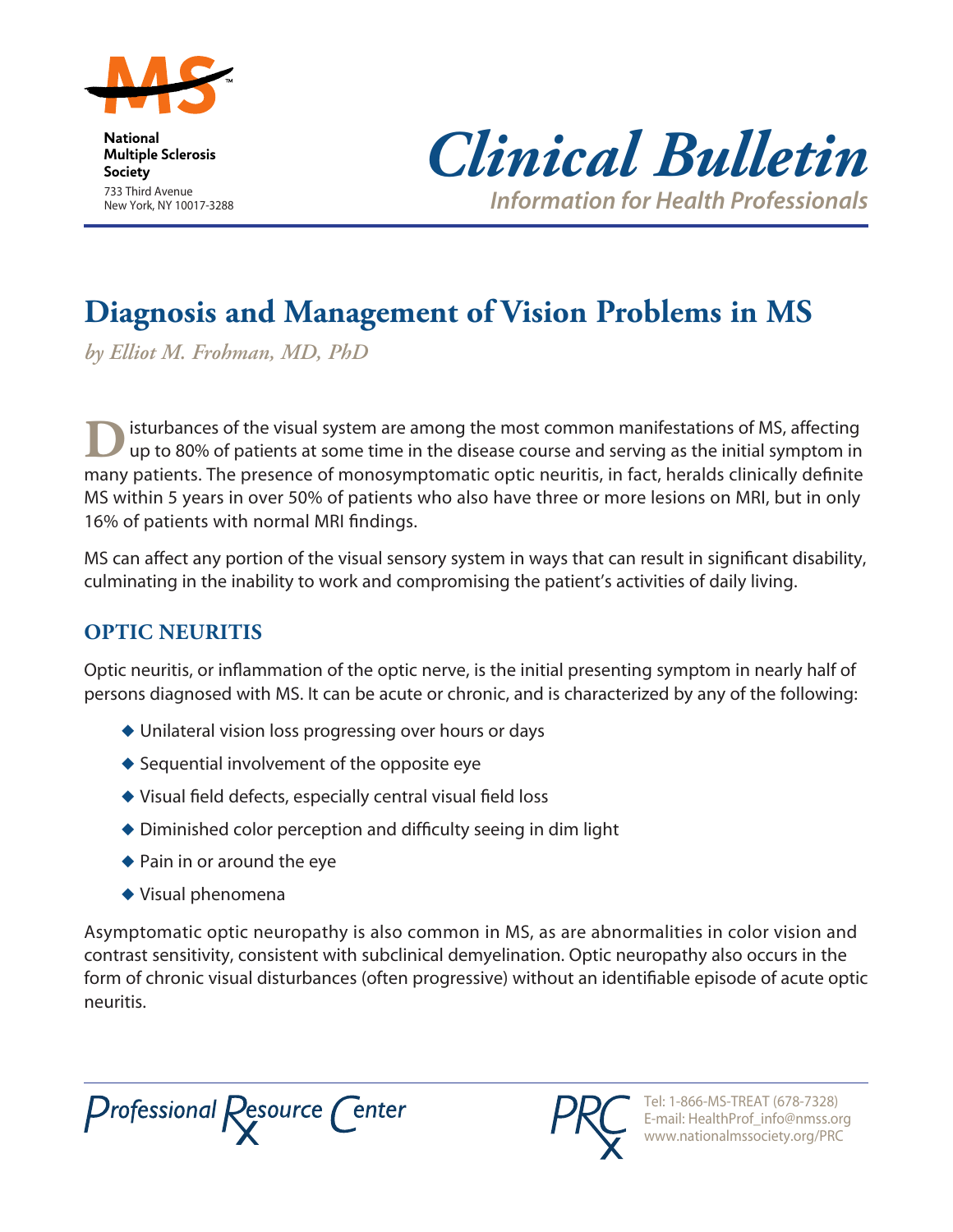National
Multiple Sclerosis
Society
733 Third Avenue
New York, NY 10017-3288

# Clinical Bulletin

*Information for Health Professionals*

# Diagnosis and Management of Vision Problems in MS

*by Elliot M. Frohman, MD, PhD*

Disturbances of the visual system are among the most common manifestations of MS, affecting up to 80% of patients at some time in the disease course and serving as the initial symptom in many patients. The presence of monosymptomatic optic neuritis, in fact, heralds clinically definite MS within 5 years in over 50% of patients who also have three or more lesions on MRI, but in only 16% of patients with normal MRI findings.

MS can affect any portion of the visual sensory system in ways that can result in significant disability, culminating in the inability to work and compromising the patient's activities of daily living.

## OPTIC NEURITIS

Optic neuritis, or inflammation of the optic nerve, is the initial presenting symptom in nearly half of persons diagnosed with MS. It can be acute or chronic, and is characterized by any of the following:

- Unilateral vision loss progressing over hours or days
- Sequential involvement of the opposite eye
- Visual field defects, especially central visual field loss
- Diminished color perception and difficulty seeing in dim light
- Pain in or around the eye
- Visual phenomena

Asymptomatic optic neuropathy is also common in MS, as are abnormalities in color vision and contrast sensitivity, consistent with subclinical demyelination. Optic neuropathy also occurs in the form of chronic visual disturbances (often progressive) without an identifiable episode of acute optic neuritis.

Professional Resource Center

Tel: 1-866-MS-TREAT (678-7328)
E-mail: HealthProf_info@nmss.org
www.nationalmssociety.org/PRC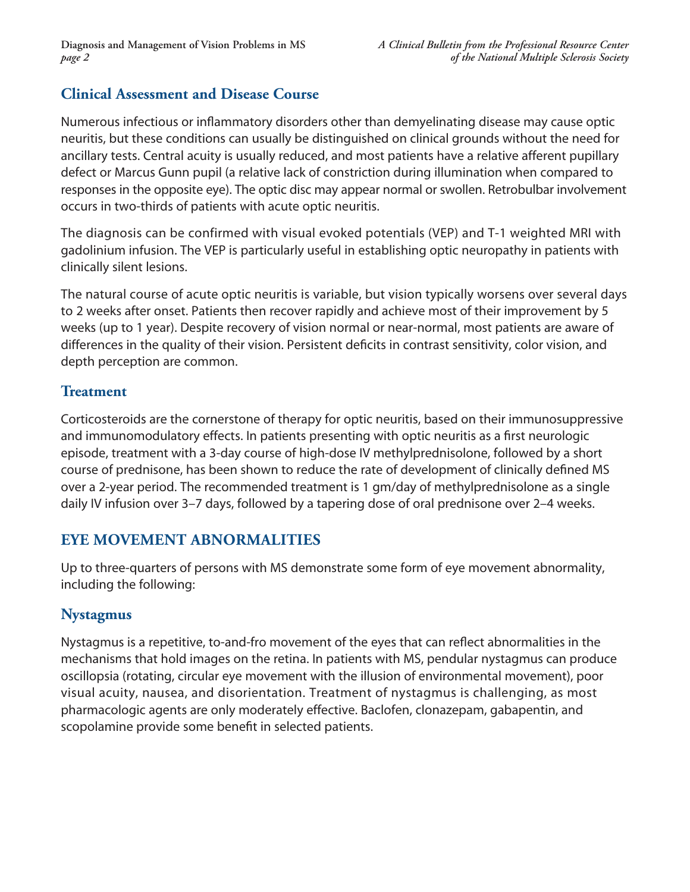## Clinical Assessment and Disease Course

Numerous infectious or inflammatory disorders other than demyelinating disease may cause optic neuritis, but these conditions can usually be distinguished on clinical grounds without the need for ancillary tests. Central acuity is usually reduced, and most patients have a relative afferent pupillary defect or Marcus Gunn pupil (a relative lack of constriction during illumination when compared to responses in the opposite eye). The optic disc may appear normal or swollen. Retrobulbar involvement occurs in two-thirds of patients with acute optic neuritis.

The diagnosis can be confirmed with visual evoked potentials (VEP) and T-1 weighted MRI with gadolinium infusion. The VEP is particularly useful in establishing optic neuropathy in patients with clinically silent lesions.

The natural course of acute optic neuritis is variable, but vision typically worsens over several days to 2 weeks after onset. Patients then recover rapidly and achieve most of their improvement by 5 weeks (up to 1 year). Despite recovery of vision normal or near-normal, most patients are aware of differences in the quality of their vision. Persistent deficits in contrast sensitivity, color vision, and depth perception are common.

## Treatment

Corticosteroids are the cornerstone of therapy for optic neuritis, based on their immunosuppressive and immunomodulatory effects. In patients presenting with optic neuritis as a first neurologic episode, treatment with a 3-day course of high-dose IV methylprednisolone, followed by a short course of prednisone, has been shown to reduce the rate of development of clinically defined MS over a 2-year period. The recommended treatment is 1 gm/day of methylprednisolone as a single daily IV infusion over 3–7 days, followed by a tapering dose of oral prednisone over 2–4 weeks.

# EYE MOVEMENT ABNORMALITIES

Up to three-quarters of persons with MS demonstrate some form of eye movement abnormality, including the following:

## Nystagmus

Nystagmus is a repetitive, to-and-fro movement of the eyes that can reflect abnormalities in the mechanisms that hold images on the retina. In patients with MS, pendular nystagmus can produce oscillopsia (rotating, circular eye movement with the illusion of environmental movement), poor visual acuity, nausea, and disorientation. Treatment of nystagmus is challenging, as most pharmacologic agents are only moderately effective. Baclofen, clonazepam, gabapentin, and scopolamine provide some benefit in selected patients.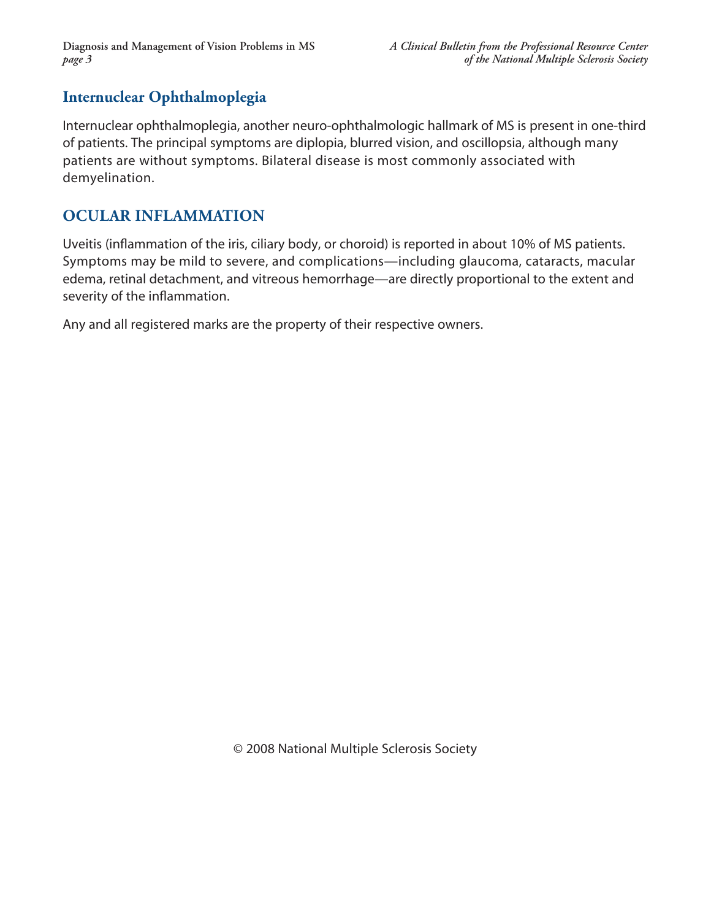## Internuclear Ophthalmoplegia

Internuclear ophthalmoplegia, another neuro-ophthalmologic hallmark of MS is present in one-third of patients. The principal symptoms are diplopia, blurred vision, and oscillopsia, although many patients are without symptoms. Bilateral disease is most commonly associated with demyelination.

## OCULAR INFLAMMATION

Uveitis (inflammation of the iris, ciliary body, or choroid) is reported in about 10% of MS patients. Symptoms may be mild to severe, and complications—including glaucoma, cataracts, macular edema, retinal detachment, and vitreous hemorrhage—are directly proportional to the extent and severity of the inflammation.

Any and all registered marks are the property of their respective owners.

© 2008 National Multiple Sclerosis Society